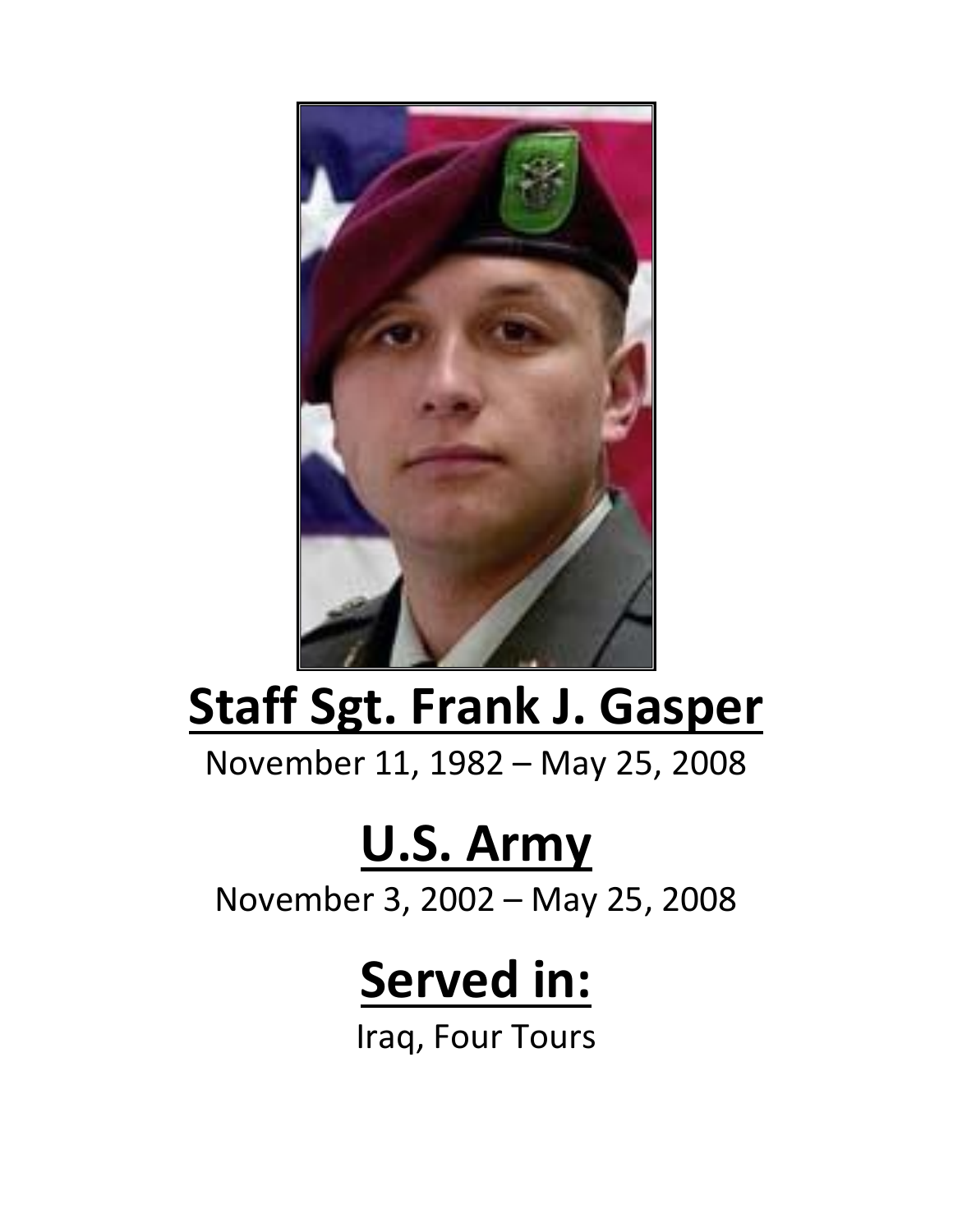# Staff Sgt. Frank J. Gasper

November 11, 1982 – May 25, 2008

# U.S. Army

November 3, 2002 – May 25, 2008

# Served in:

Iraq, Four Tours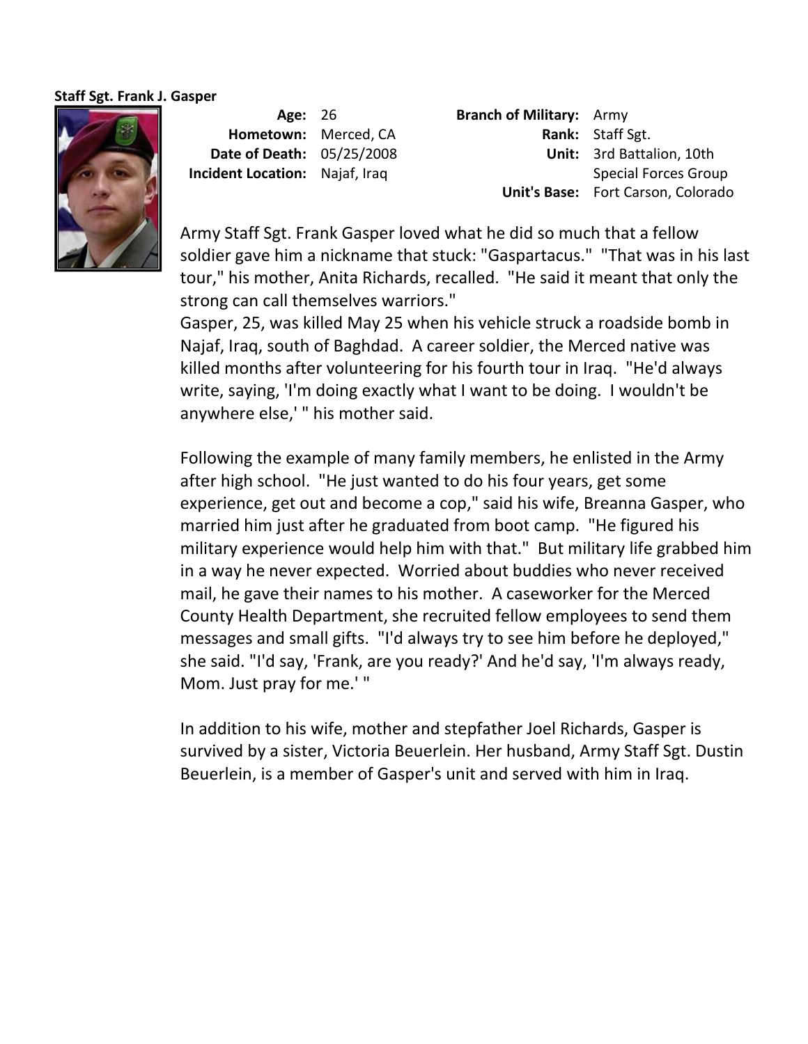**Staff Sgt. Frank J. Gasper**

| | | | |
|---|---|---|---|
| **Age:** | 26 | **Branch of Military:** | Army |
| **Hometown:** | Merced, CA | **Rank:** | Staff Sgt. |
| **Date of Death:** | 05/25/2008 | **Unit:** | 3rd Battalion, 10th Special Forces Group |
| **Incident Location:** | Najaf, Iraq | **Unit's Base:** | Fort Carson, Colorado |

Army Staff Sgt. Frank Gasper loved what he did so much that a fellow soldier gave him a nickname that stuck: "Gaspartacus." "That was in his last tour," his mother, Anita Richards, recalled. "He said it meant that only the strong can call themselves warriors."
Gasper, 25, was killed May 25 when his vehicle struck a roadside bomb in Najaf, Iraq, south of Baghdad. A career soldier, the Merced native was killed months after volunteering for his fourth tour in Iraq. "He'd always write, saying, 'I'm doing exactly what I want to be doing. I wouldn't be anywhere else,' " his mother said.

Following the example of many family members, he enlisted in the Army after high school. "He just wanted to do his four years, get some experience, get out and become a cop," said his wife, Breanna Gasper, who married him just after he graduated from boot camp. "He figured his military experience would help him with that." But military life grabbed him in a way he never expected. Worried about buddies who never received mail, he gave their names to his mother. A caseworker for the Merced County Health Department, she recruited fellow employees to send them messages and small gifts. "I'd always try to see him before he deployed," she said. "I'd say, 'Frank, are you ready?' And he'd say, 'I'm always ready, Mom. Just pray for me.' "

In addition to his wife, mother and stepfather Joel Richards, Gasper is survived by a sister, Victoria Beuerlein. Her husband, Army Staff Sgt. Dustin Beuerlein, is a member of Gasper's unit and served with him in Iraq.